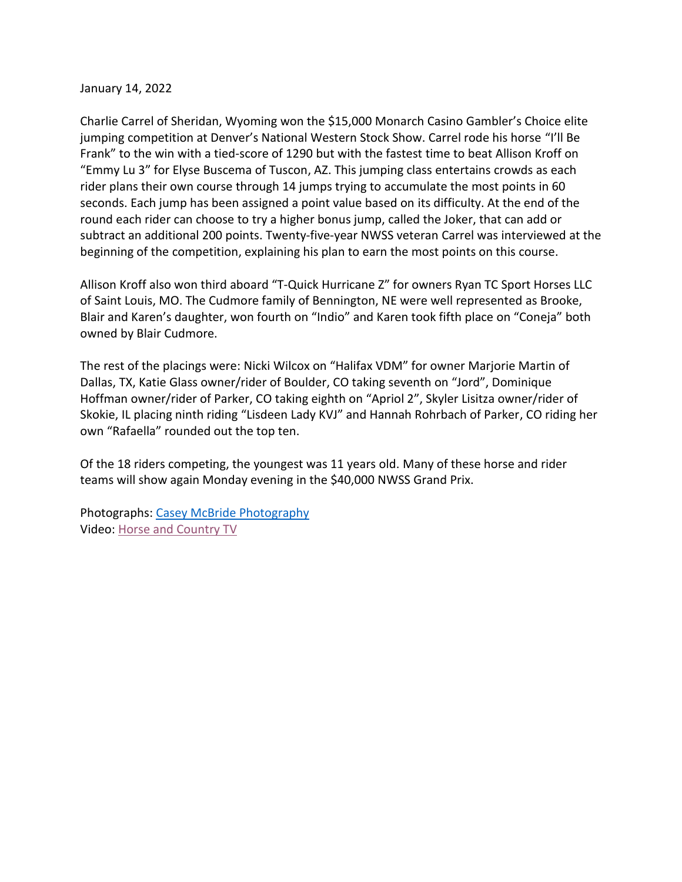January 14, 2022

Charlie Carrel of Sheridan, Wyoming won the $15,000 Monarch Casino Gambler's Choice elite jumping competition at Denver's National Western Stock Show. Carrel rode his horse "I'll Be Frank" to the win with a tied-score of 1290 but with the fastest time to beat Allison Kroff on "Emmy Lu 3" for Elyse Buscema of Tuscon, AZ. This jumping class entertains crowds as each rider plans their own course through 14 jumps trying to accumulate the most points in 60 seconds. Each jump has been assigned a point value based on its difficulty. At the end of the round each rider can choose to try a higher bonus jump, called the Joker, that can add or subtract an additional 200 points. Twenty-five-year NWSS veteran Carrel was interviewed at the beginning of the competition, explaining his plan to earn the most points on this course.

Allison Kroff also won third aboard "T-Quick Hurricane Z" for owners Ryan TC Sport Horses LLC of Saint Louis, MO. The Cudmore family of Bennington, NE were well represented as Brooke, Blair and Karen's daughter, won fourth on "Indio" and Karen took fifth place on "Coneja" both owned by Blair Cudmore.

The rest of the placings were: Nicki Wilcox on "Halifax VDM" for owner Marjorie Martin of Dallas, TX, Katie Glass owner/rider of Boulder, CO taking seventh on "Jord", Dominique Hoffman owner/rider of Parker, CO taking eighth on "Apriol 2", Skyler Lisitza owner/rider of Skokie, IL placing ninth riding "Lisdeen Lady KVJ" and Hannah Rohrbach of Parker, CO riding her own "Rafaella" rounded out the top ten.

Of the 18 riders competing, the youngest was 11 years old. Many of these horse and rider teams will show again Monday evening in the $40,000 NWSS Grand Prix.

Photographs: Casey McBride Photography
Video: Horse and Country TV